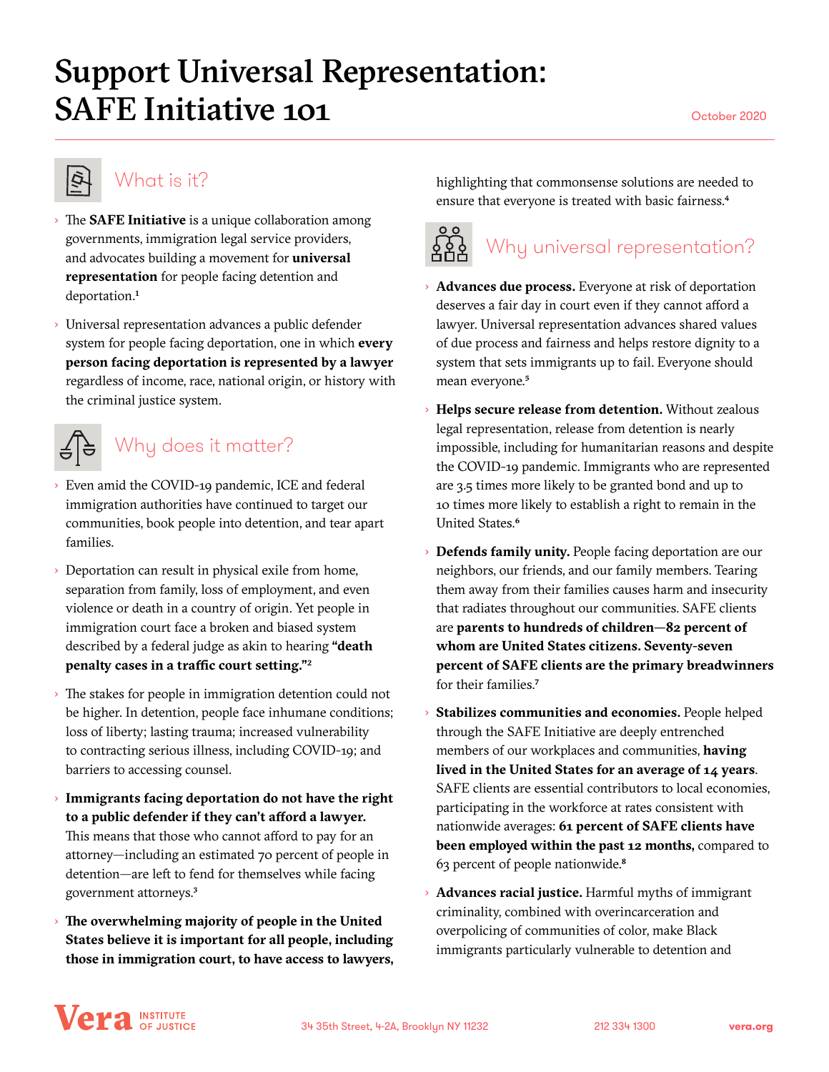# Support Universal Representation: SAFE Initiative 101

October 2020

## What is it?

- The **SAFE Initiative** is a unique collaboration among governments, immigration legal service providers, and advocates building a movement for **universal representation** for people facing detention and deportation.[1]
- Universal representation advances a public defender system for people facing deportation, one in which **every person facing deportation is represented by a lawyer** regardless of income, race, national origin, or history with the criminal justice system.

## Why does it matter?

- Even amid the COVID-19 pandemic, ICE and federal immigration authorities have continued to target our communities, book people into detention, and tear apart families.
- Deportation can result in physical exile from home, separation from family, loss of employment, and even violence or death in a country of origin. Yet people in immigration court face a broken and biased system described by a federal judge as akin to hearing **"death penalty cases in a traffic court setting."**[2]
- The stakes for people in immigration detention could not be higher. In detention, people face inhumane conditions; loss of liberty; lasting trauma; increased vulnerability to contracting serious illness, including COVID-19; and barriers to accessing counsel.
- **Immigrants facing deportation do not have the right to a public defender if they can't afford a lawyer.** This means that those who cannot afford to pay for an attorney—including an estimated 70 percent of people in detention—are left to fend for themselves while facing government attorneys.[3]
- **The overwhelming majority of people in the United States believe it is important for all people, including those in immigration court, to have access to lawyers,** highlighting that commonsense solutions are needed to ensure that everyone is treated with basic fairness.[4]

## Why universal representation?

- **Advances due process.** Everyone at risk of deportation deserves a fair day in court even if they cannot afford a lawyer. Universal representation advances shared values of due process and fairness and helps restore dignity to a system that sets immigrants up to fail. Everyone should mean everyone.[5]
- **Helps secure release from detention.** Without zealous legal representation, release from detention is nearly impossible, including for humanitarian reasons and despite the COVID-19 pandemic. Immigrants who are represented are 3.5 times more likely to be granted bond and up to 10 times more likely to establish a right to remain in the United States.[6]
- **Defends family unity.** People facing deportation are our neighbors, our friends, and our family members. Tearing them away from their families causes harm and insecurity that radiates throughout our communities. SAFE clients are **parents to hundreds of children—82 percent of whom are United States citizens. Seventy-seven percent of SAFE clients are the primary breadwinners** for their families.[7]
- **Stabilizes communities and economies.** People helped through the SAFE Initiative are deeply entrenched members of our workplaces and communities, **having lived in the United States for an average of 14 years**. SAFE clients are essential contributors to local economies, participating in the workforce at rates consistent with nationwide averages: **61 percent of SAFE clients have been employed within the past 12 months,** compared to 63 percent of people nationwide.[8]
- **Advances racial justice.** Harmful myths of immigrant criminality, combined with overincarceration and overpolicing of communities of color, make Black immigrants particularly vulnerable to detention and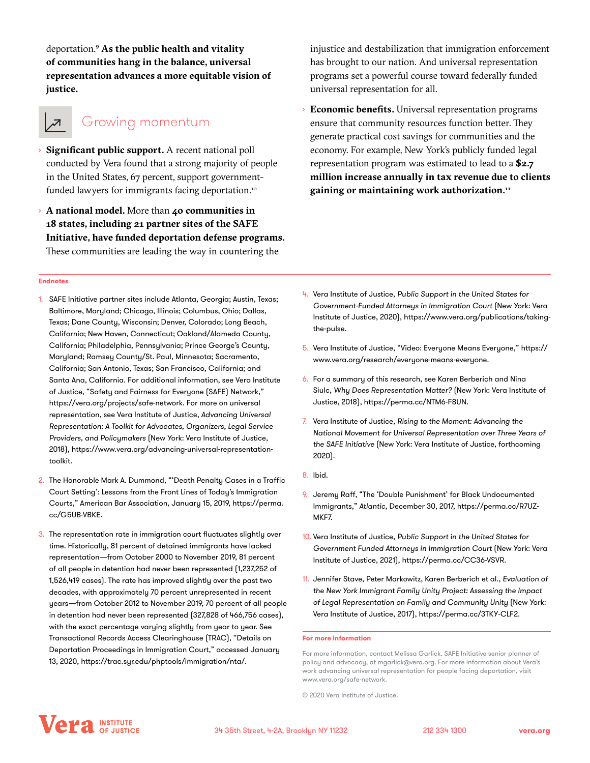deportation.[9] **As the public health and vitality of communities hang in the balance, universal representation advances a more equitable vision of justice.**

## Growing momentum

- **Significant public support.** A recent national poll conducted by Vera found that a strong majority of people in the United States, 67 percent, support government-funded lawyers for immigrants facing deportation.[10]
- **A national model.** More than **40 communities in 18 states, including 21 partner sites of the SAFE Initiative, have funded deportation defense programs.** These communities are leading the way in countering the injustice and destabilization that immigration enforcement has brought to our nation. And universal representation programs set a powerful course toward federally funded universal representation for all.
- **Economic benefits.** Universal representation programs ensure that community resources function better. They generate practical cost savings for communities and the economy. For example, New York's publicly funded legal representation program was estimated to lead to a **$2.7 million increase annually in tax revenue due to clients gaining or maintaining work authorization.**[11]

### Endnotes

1. SAFE Initiative partner sites include Atlanta, Georgia; Austin, Texas; Baltimore, Maryland; Chicago, Illinois; Columbus, Ohio; Dallas, Texas; Dane County, Wisconsin; Denver, Colorado; Long Beach, California; New Haven, Connecticut; Oakland/Alameda County, California; Philadelphia, Pennsylvania; Prince George's County, Maryland; Ramsey County/St. Paul, Minnesota; Sacramento, California; San Antonio, Texas; San Francisco, California; and Santa Ana, California. For additional information, see Vera Institute of Justice, "Safety and Fairness for Everyone (SAFE) Network," https://vera.org/projects/safe-network. For more on universal representation, see Vera Institute of Justice, *Advancing Universal Representation: A Toolkit for Advocates, Organizers, Legal Service Providers, and Policymakers* (New York: Vera Institute of Justice, 2018), https://www.vera.org/advancing-universal-representation-toolkit.
2. The Honorable Mark A. Dummond, "'Death Penalty Cases in a Traffic Court Setting': Lessons from the Front Lines of Today's Immigration Courts," American Bar Association, January 15, 2019, https://perma.cc/G5UB-VBKE.
3. The representation rate in immigration court fluctuates slightly over time. Historically, 81 percent of detained immigrants have lacked representation—from October 2000 to November 2019, 81 percent of all people in detention had never been represented (1,237,252 of 1,526,419 cases). The rate has improved slightly over the past two decades, with approximately 70 percent unrepresented in recent years—from October 2012 to November 2019, 70 percent of all people in detention had never been represented (327,828 of 466,756 cases), with the exact percentage varying slightly from year to year. See Transactional Records Access Clearinghouse (TRAC), "Details on Deportation Proceedings in Immigration Court," accessed January 13, 2020, https://trac.syr.edu/phptools/immigration/nta/.
4. Vera Institute of Justice, *Public Support in the United States for Government-Funded Attorneys in Immigration Court* (New York: Vera Institute of Justice, 2020), https://www.vera.org/publications/taking-the-pulse.
5. Vera Institute of Justice, "Video: Everyone Means Everyone," https://www.vera.org/research/everyone-means-everyone.
6. For a summary of this research, see Karen Berberich and Nina Siulc, *Why Does Representation Matter?* (New York: Vera Institute of Justice, 2018), https://perma.cc/NTM6-F8UN.
7. Vera Institute of Justice, *Rising to the Moment: Advancing the National Movement for Universal Representation over Three Years of the SAFE Initiative* (New York: Vera Institute of Justice, forthcoming 2020).
8. Ibid.
9. Jeremy Raff, "The 'Double Punishment' for Black Undocumented Immigrants," *Atlantic*, December 30, 2017, https://perma.cc/R7UZ-MKF7.
10. Vera Institute of Justice, *Public Support in the United States for Government Funded Attorneys in Immigration Court* (New York: Vera Institute of Justice, 2021), https://perma.cc/CC36-VSVR.
11. Jennifer Stave, Peter Markowitz, Karen Berberich et al., *Evaluation of the New York Immigrant Family Unity Project: Assessing the Impact of Legal Representation on Family and Community Unity* (New York: Vera Institute of Justice, 2017), https://perma.cc/3TKY-CLF2.

### For more information

For more information, contact Melissa Garlick, SAFE Initiative senior planner of policy and advocacy, at mgarlick@vera.org. For more information about Vera's work advancing universal representation for people facing deportation, visit www.vera.org/safe-network.

© 2020 Vera Institute of Justice.

Vera Institute of Justice | 34 35th Street, 4-2A, Brooklyn NY 11232 | 212 334 1300 | vera.org